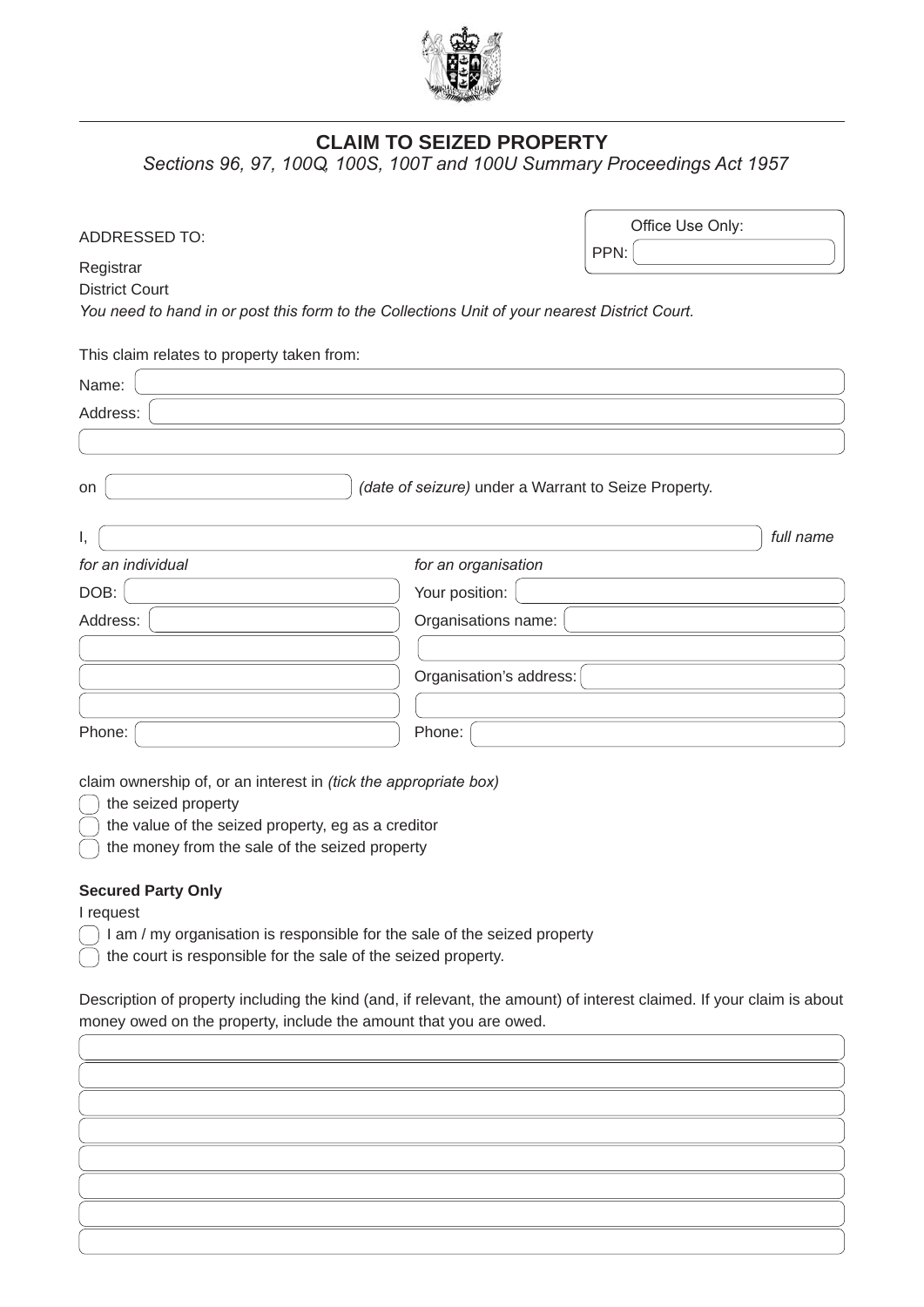# CLAIM TO SEIZED PROPERTY

*Sections 96, 97, 100Q, 100S, 100T and 100U Summary Proceedings Act 1957*

ADDRESSED TO:

Office Use Only:
PPN:

Registrar
District Court
*You need to hand in or post this form to the Collections Unit of your nearest District Court.*

This claim relates to property taken from:

Name:
Address:

on *(date of seizure)* under a Warrant to Seize Property.

I, *full name*

| *for an individual* | *for an organisation* |
|---|---|
| DOB: | Your position: |
| Address: | Organisations name: |
| | |
| | Organisation's address: |
| | |
| Phone: | Phone: |

claim ownership of, or an interest in *(tick the appropriate box)*

- ☐ the seized property
- ☐ the value of the seized property, eg as a creditor
- ☐ the money from the sale of the seized property

**Secured Party Only**

I request

- ☐ I am / my organisation is responsible for the sale of the seized property
- ☐ the court is responsible for the sale of the seized property.

Description of property including the kind (and, if relevant, the amount) of interest claimed. If your claim is about money owed on the property, include the amount that you are owed.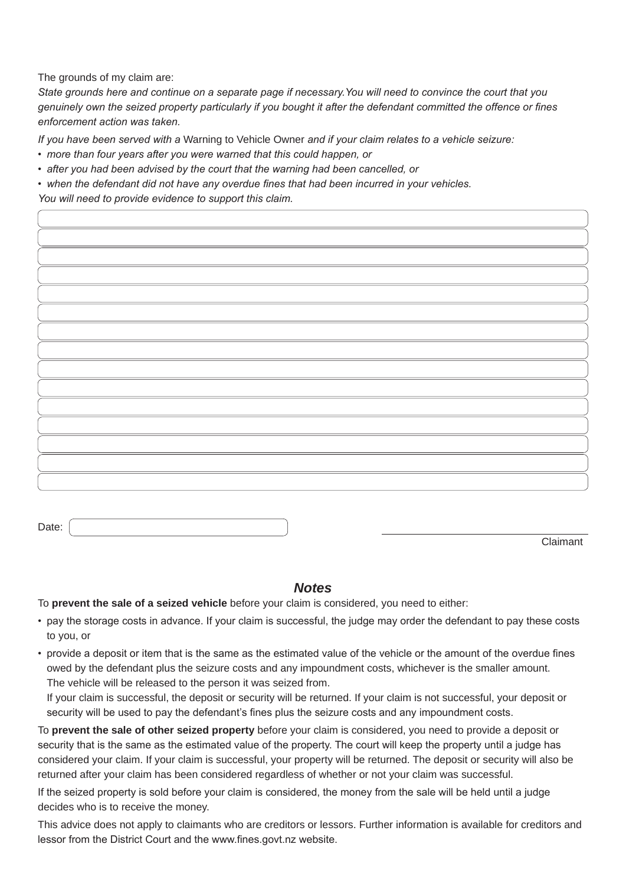The grounds of my claim are:

*State grounds here and continue on a separate page if necessary. You will need to convince the court that you genuinely own the seized property particularly if you bought it after the defendant committed the offence or fines enforcement action was taken.*

*If you have been served with a* Warning to Vehicle Owner *and if your claim relates to a vehicle seizure:*

- *more than four years after you were warned that this could happen, or*
- *after you had been advised by the court that the warning had been cancelled, or*
- *when the defendant did not have any overdue fines that had been incurred in your vehicles.*

*You will need to provide evidence to support this claim.*

Date:

Claimant

## *Notes*

To **prevent the sale of a seized vehicle** before your claim is considered, you need to either:

- pay the storage costs in advance. If your claim is successful, the judge may order the defendant to pay these costs to you, or
- provide a deposit or item that is the same as the estimated value of the vehicle or the amount of the overdue fines owed by the defendant plus the seizure costs and any impoundment costs, whichever is the smaller amount. The vehicle will be released to the person it was seized from.
  If your claim is successful, the deposit or security will be returned. If your claim is not successful, your deposit or security will be used to pay the defendant's fines plus the seizure costs and any impoundment costs.

To **prevent the sale of other seized property** before your claim is considered, you need to provide a deposit or security that is the same as the estimated value of the property. The court will keep the property until a judge has considered your claim. If your claim is successful, your property will be returned. The deposit or security will also be returned after your claim has been considered regardless of whether or not your claim was successful.

If the seized property is sold before your claim is considered, the money from the sale will be held until a judge decides who is to receive the money.

This advice does not apply to claimants who are creditors or lessors. Further information is available for creditors and lessor from the District Court and the www.fines.govt.nz website.